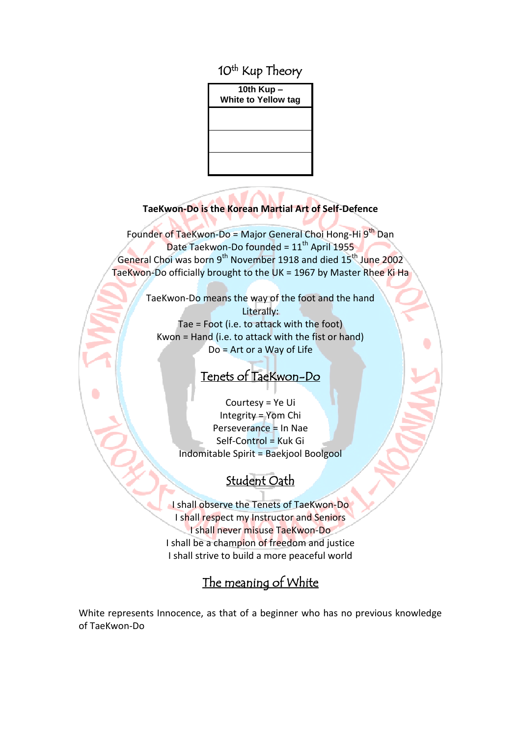# 10th Kup Theory

| 10th Kup – White to Yellow tag |
| --- |
| |
| |
| |

**TaeKwon-Do is the Korean Martial Art of Self-Defence**

Founder of TaeKwon-Do = Major General Choi Hong-Hi 9th Dan
Date Taekwon-Do founded = 11th April 1955
General Choi was born 9th November 1918 and died 15th June 2002
TaeKwon-Do officially brought to the UK = 1967 by Master Rhee Ki Ha

TaeKwon-Do means the way of the foot and the hand
Literally:
Tae = Foot (i.e. to attack with the foot)
Kwon = Hand (i.e. to attack with the fist or hand)
Do = Art or a Way of Life

## Tenets of TaeKwon-Do

Courtesy = Ye Ui
Integrity = Yom Chi
Perseverance = In Nae
Self-Control = Kuk Gi
Indomitable Spirit = Baekjool Boolgool

## Student Oath

I shall observe the Tenets of TaeKwon-Do
I shall respect my Instructor and Seniors
I shall never misuse TaeKwon-Do
I shall be a champion of freedom and justice
I shall strive to build a more peaceful world

## The meaning of White

White represents Innocence, as that of a beginner who has no previous knowledge of TaeKwon-Do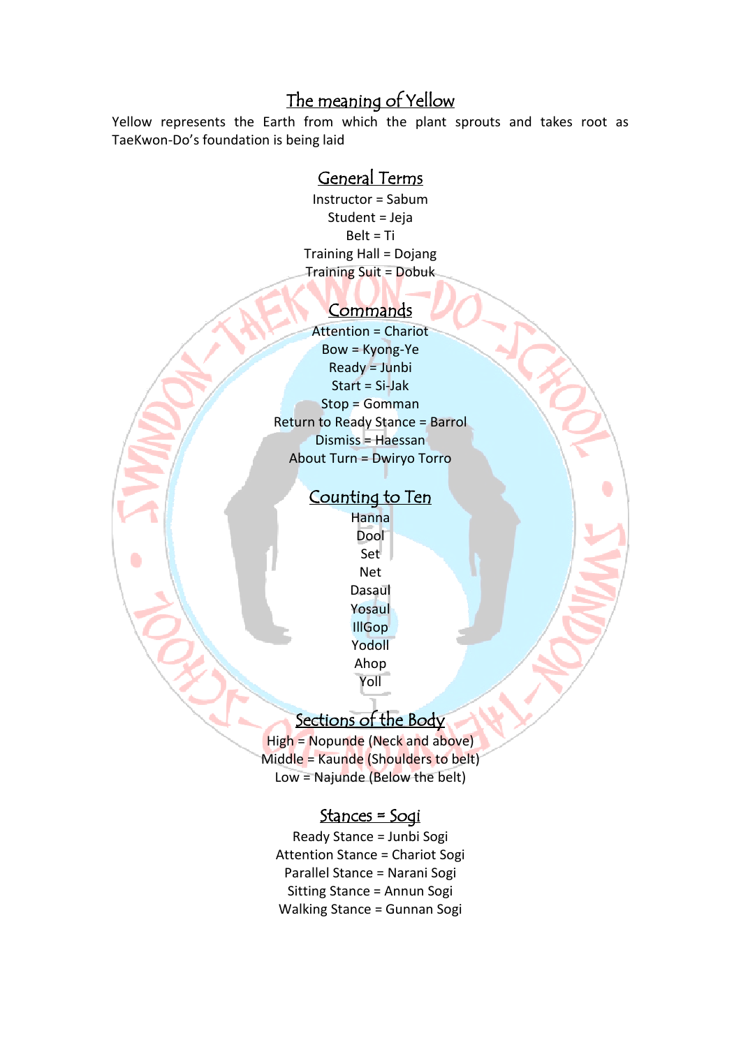## The meaning of Yellow

Yellow represents the Earth from which the plant sprouts and takes root as TaeKwon-Do's foundation is being laid

## General Terms

Instructor = Sabum

Student = Jeja

Belt = Ti

Training Hall = Dojang

Training Suit = Dobuk

## Commands

Attention = Chariot

Bow = Kyong-Ye

Ready = Junbi

Start = Si-Jak

Stop = Gomman

Return to Ready Stance = Barrol

Dismiss = Haessan

About Turn = Dwiryo Torro

## Counting to Ten

Hanna

Dool

Set

Net

Dasaul

Yosaul

IllGop

Yodoll

Ahop

Yoll

## Sections of the Body

High = Nopunde (Neck and above)

Middle = Kaunde (Shoulders to belt)

Low = Najunde (Below the belt)

## Stances = Sogi

Ready Stance = Junbi Sogi

Attention Stance = Chariot Sogi

Parallel Stance = Narani Sogi

Sitting Stance = Annun Sogi

Walking Stance = Gunnan Sogi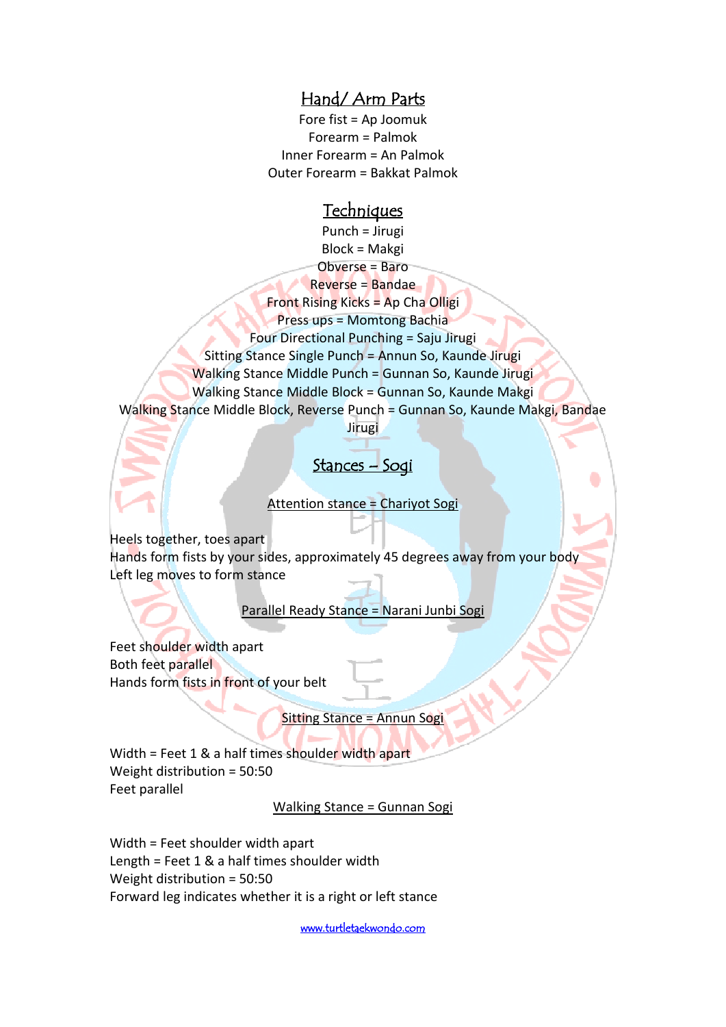## Hand/ Arm Parts

Fore fist = Ap Joomuk
Forearm = Palmok
Inner Forearm = An Palmok
Outer Forearm = Bakkat Palmok

## Techniques

Punch = Jirugi
Block = Makgi
Obverse = Baro
Reverse = Bandae
Front Rising Kicks = Ap Cha Olligi
Press ups = Momtong Bachia
Four Directional Punching = Saju Jirugi
Sitting Stance Single Punch = Annun So, Kaunde Jirugi
Walking Stance Middle Punch = Gunnan So, Kaunde Jirugi
Walking Stance Middle Block = Gunnan So, Kaunde Makgi
Walking Stance Middle Block, Reverse Punch = Gunnan So, Kaunde Makgi, Bandae Jirugi

## Stances – Sogi

### Attention stance = Chariyot Sogi

Heels together, toes apart
Hands form fists by your sides, approximately 45 degrees away from your body
Left leg moves to form stance

### Parallel Ready Stance = Narani Junbi Sogi

Feet shoulder width apart
Both feet parallel
Hands form fists in front of your belt

### Sitting Stance = Annun Sogi

Width = Feet 1 & a half times shoulder width apart
Weight distribution = 50:50
Feet parallel

### Walking Stance = Gunnan Sogi

Width = Feet shoulder width apart
Length = Feet 1 & a half times shoulder width
Weight distribution = 50:50
Forward leg indicates whether it is a right or left stance

www.turtletaekwondo.com